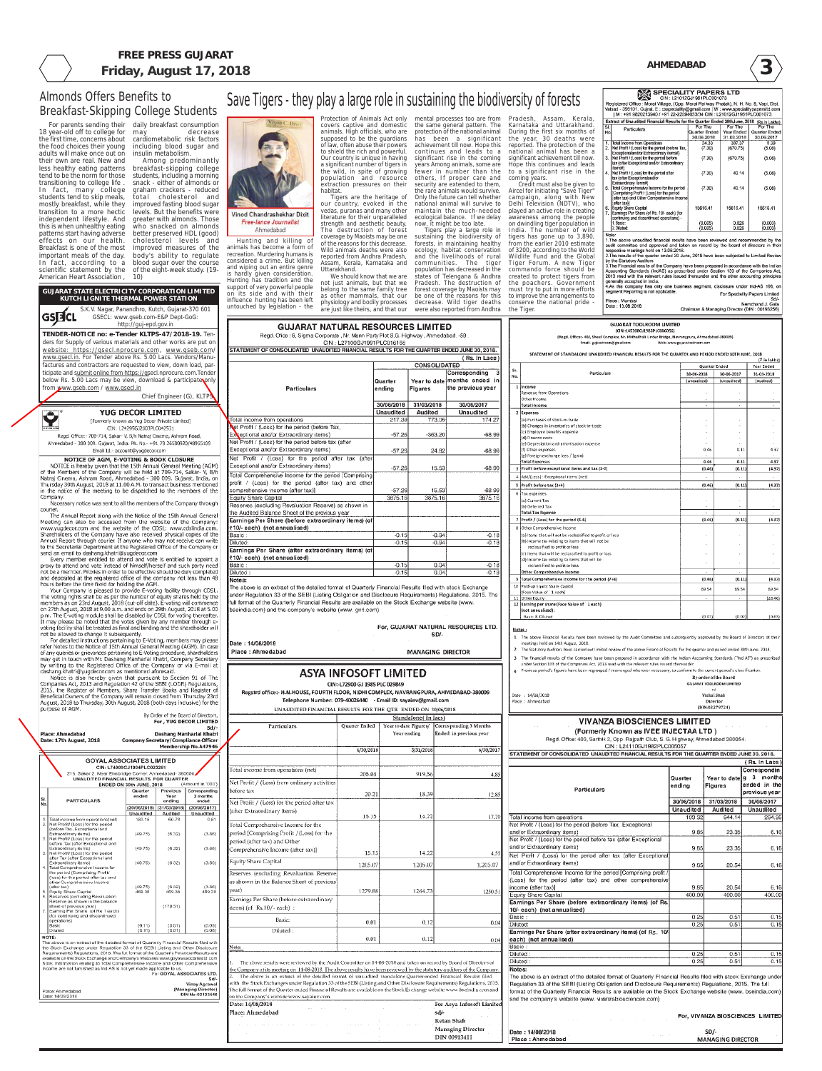# Almonds Offers Benefits to Breakfast-Skipping College Students

For parents sending their 18 year-old off to college for the first time, concerns about the food choices their young adults will make once out on their own are real. New and less healthy eating patterns tend to be the norm for those transitioning to college life. In fact, many college students tend to skip meals, mostly breakfast, while they transition to a more hectic independent lifestyle. And this is when unhealthy eating patterns start having adverse effects on our health. Breakfast is one of the most important meals of the day. In fact, according to a scientific statement by the American Heart Association, daily breakfast consumption may decrease cardiometabolic risk factors including blood sugar and insulin metabolism.

Among predominantly breakfast-skipping college students, including a morning snack - either of almonds or graham crackers - reduced total cholesterol and improved fasting blood sugar levels. But the benefits were greater with almonds. Those who snacked on almonds better preserved HDL (good) cholesterol levels and improved measures of the body's ability to regulate blood sugar over the course of the eight-week study. (19-10)

---

**GUJARAT STATE ELECTRICITY CORPORATION LIMITED**
**KUTCH LIGNITE THERMAL POWER STATION**

GSECL

S.K.V. Nagar, Panandhro, Kutch, Gujarat-370 601
GSECL: www.gseb.com-E&P Dept-GoG:
http://guj-epd.gov.in

**TENDER-NOTICE no: e-Tender KLTPS-47/ 2018-19.** Tenders for Supply of various materials and other works are put on website: https://gsecl.nprocure.com, www.gseb.com/ www.gsecl.in. For Tender above Rs. 5.00 Lacs. Vendors/Manufactures and contractors are requested to view, download, participate and submit online from https://gsecl.nprocure.com.Tender below Rs. 5.00 Lacs may be view, download & participate only from www.gseb.com / www.gsecl.in

Chief Engineer (G), KLTPS

---

**YUG DECOR LIMITED**

[Formerly known as Yug Decor Private Limited]
CIN: L24295GJ2003PLC042531
Regd. Office:- 709-714, Sakar- V, B/h Natraj Cinema, Ashram Road, Ahmedabad - 380 009. Gujarat, India. Ph. No.- +91 79 26580920/48955100
Email Id:- account@yugdecor.com

**NOTICE OF AGM, E-VOTING & BOOK CLOSURE**

NOTICE is hereby given that the 15th Annual General Meeting (AGM) of the Members of the Company will be held at 709-714, Sakar- V, B/h Natraj Cinema, Ashram Road, Ahmedabad - 380 009. Gujarat, India, on Thursday 30th August, 2018 at 11.00 A.M. to transact business mentioned in the notice of the meeting to be dispatched to the members of the Company.

Necessary notice was sent to all the members of the Company through courier.

The Annual Report along with the Notice of the 15th Annual General Meeting can also be accessed from the website of the Company: www.yugdecor.com and the website of the CDSL: www.cdslindia.com. Shareholders of the Company have also received physical copies of the Annual Report through courier. If anyone who may not receive can write to the Secretarial Department at the Registered Office of the Company or send an email to dashang.khatri@yugdecor.com

Every member entitled to attend and vote is entitled to appoint a proxy to attend and vote instead of himself/herself and such party need not be a member. Proxies in order to be effective should be duly completed and deposited at the registered office of the company not less than 48 hours before the time fixed for holding the AGM.

Your Company is pleased to provide E-voting facility through CDSL. The voting rights shall be as per the number of equity shares held by the member/s as on 23rd August, 2018 (cut-off date). E-voting will commence on 27th August, 2018 at 9.00 a.m. and ends on 29th August, 2018 at 5.00 p.m. The E-voting module shall be disabled by CDSL for voting thereafter. It may be noted that the votes given by any member through e-voting facility shall be treated as final and binding and the shareholder will not be allowed to change it subsequently.

For detailed instructions pertaining to E-Voting, members may please refer Notes to the Notice of 15th Annual General Meeting (AGM). In case of any queries or grievances pertaining to E-Voting procedure, shareholders may get in touch with Mr. Dashang Manharlal Khatri, Company Secretary by writing to the Registered Office of the Company or via E-mail at dashang.khatri@yugdecor.com as mentioned aforesaid.

Notice is also hereby given that pursuant to Section 91 of The Companies Act, 2013 and Regulation 42 of the SEBI (LODR) Regulations, 2015, the Register of Members, Share Transfer Books and Register of Beneficial Owners of the Company will remain closed from Thursday 23rd August, 2018 to Thursday, 30th August, 2018 (both days inclusive) for the purpose of AGM.

By Order of the Board of Directors,
For, YUG DECOR LIMITED
Sd/-
Dashang Manharlal Khatri
Company Secretary/Compliance Officer
Membership No.A47946

Place: Ahmedabad
Date: 17th August, 2018

---

**GOYAL ASSOCIATES LIMITED**

CIN: L74999GJ1994PLC023281
215, Sakar 2, Near Ellisbridge Corner, Ahmedabad- 380006
UNAUDITED FINANCIAL RESULTS FOR QUARTER ENDED ON 30th JUNE, 2018 (Amount in '000')

| Sl. No. | PARTICULARS | Quarter ended (30/06/2018) Unaudited | Previous Year ending (31/03/2018) Audited | Corresponding 3 months ended (30/06/2017) Unaudited |
|---|---|---|---|---|
| 1. | Total income from operations(net) | 183.16 | 60.78 | 0.81 |
| 2. | Net Profit/ (Loss) for the period (before Tax, Exceptional and Extraordinary items) | (49.75) | (6.32) | (3.86) |
| 3. | Net Profit/ (Loss) for the period before Tax (after Exceptional and Extraordinary items) | (49.75) | (6.32) | (3.86) |
| 3. | Net Profit/ (Loss) for the period after Tax (after Exceptional and Extraordinary items) | (49.75) | (6.32) | (3.86) |
| 4. | Total Comprehensive Income for the period [Comprising Profit/ (loss) for the period after tax and other Comprehensive Income (after tax)] | (49.75) | (6.32) | (3.86) |
| 5. | Equity Share Capital | 469.38 | 469.38 | 469.38 |
| 6. | Reserves (excluding Revaluation Reserve as shown in the balance sheet of previous year) | | (170.31) | |
| 7. | Earning Per Share (of Rs 1 each) (for continuing and discontinued operations) | | | |
| | Basic | (0.11) | (0.01) | (0.08) |
| | Diluted | (0.11) | (0.01) | (0.08) |

NOTE:
The above is an extract of the detailed format of Quarterly Financial Results filed with the Stock Exchange under Regulation 33 of the SEBI (Listing and Other Disclosure Requirements) Regulations, 2015. The full format of the Quarterly Financial Results are available on the Stock Exchange and Company's Websites www.goyalassociatesltd.com Note: Information relating to Total Comprehensive Income and Other Comprehensive Income are not furnished as Ind AS is not yet made applicable to us.

For GOYAL ASSOCIATES LTD.
Sd/-
Vinay Agarwal
(Managing Director)
DIN No-03133446

Place: Ahmedabad
Date: 14/08/2018

---

# Save Tigers - they play a large role in sustaining the biodiversity of forests

Vinod Chandrashekhar Dixit
Free-lance Journalist
Ahmedabad

Hunting and killing of animals has become a form of recreation. Murdering humans is considered a crime. But killing and wiping out an entire genre is hardly given consideration. Hunting has tradition and the support of very powerful people on its side and with their influence hunting has been left untouched by legislation - the Protection of Animals Act only covers captive and domestic animals. High officials, who are supposed to be the guardians of law, often abuse their powers to shield the rich and powerful. Our country is unique in having a significant number of tigers in the wild, in spite of growing population and resource extraction pressures on their habitat.

Tigers are the heritage of our country, evoked in the vedas, puranas and many other literature for their unparalleled strength and aesthetic beauty. The destruction of forest coverage by Maoists may be one of the reasons for this decrease. Wild animals deaths were also reported from Andhra Pradesh, Assam, Kerala, Karnataka and Uttarakhand.

We should know that we are not just animals, but that we belong to the same family tree as other mammals, that our physiology and bodily processes are just like theirs, and that our mental processes too are from the same general pattern. The protection of the national animal has been a significant achievement till now. Hope this continues and leads to a significant rise in the coming years Among animals, some are fewer in number than the others, if proper care and security are extended to them, the rare animals would survive. Only the future can tell whether national animal will survive to maintain the much-needed ecological balance. If we delay now, it might be too late.

Tigers play a large role in sustaining the biodiversity of forests, in maintaining healthy ecology, habitat conservation and the livelihoods of rural communities. The tiger population has decreased in the states of Telengana & Andhra Pradesh. The destruction of forest coverage by Maoists may be one of the reasons for this decrease. Wild tiger deaths were also reported from Andhra Pradesh, Assam, Kerala, Karnataka and Uttarakhand. During the first six months of the year, 30 deaths were reported. The protection of the national animal has been a significant achievement till now. Hope this continues and leads to a significant rise in the coming years.

Credit must also be given to Aircel for initiating "Save Tiger" campaign, along with New Delhi Television (NDTV), who played an active role in creating awareness among the people on dwindling tiger population in India. The number of wild tigers has gone up to 3,890, from the earlier 2010 estimate of 3200, according to the World Wildlife Fund and the Global Tiger Forum. A new Tiger commando force should be created to protect tigers from the poachers. Government must try to put in more efforts to improve the arrangements to conserve the national pride - the Tiger.

---

**GUJARAT NATURAL RESOURCES LIMITED**

Regd. Office : 8, Sigma Corporate , Nr. Mann Party Plot S.G. Highway, Ahmedabad -59
CIN : L27100GJ1991PLC016158

STATEMENT OF CONSOLIDATED UNAUDITED FINANCIAL RESULTS FOR THE QUARTER ENDED JUNE 30, 2018.

(Rs. In Lacs)

| Particulars | CONSOLIDATED | | |
|---|---|---|---|
| | Quarter ending | Year to date Figures | Corresponding 3 months ended in the previous year |
| | 30/06/2018 Unaudited | 31/03/2018 Audited | 30/06/2017 Unaudited |
| Total income from operations | 217.39 | 773.06 | 174.27 |
| Net Profit / (Loss) for the period (before Tax, Exceptional and/or Extraordinary items) | -57.26 | -363.20 | -68.99 |
| Net Profit / (Loss) for the period before tax (after Exceptional and/or Extraordinary items) | -57.26 | 24.82 | -68.99 |
| Net Profit / (Loss) for the period after tax (after Exceptional and/or Extraordinary items) | -57.26 | 15.53 | -68.99 |
| Total Comprehensive Income for the period [Comprising profit / (Loss) for the period (after tax) and other comprehensive income (after tax)] | -57.26 | 15.53 | -68.99 |
| Equity Share Capital | 3875.16 | 3875.16 | 3875.16 |
| Reserves (excluding Revaluation Reserve) as shown in the Audited Balance Sheet of the previous year | | | |
| Earnings Per Share (before extraordinary items) (of ₹10/- each) (not annualised) | | | |
| Basic : | -0.15 | -0.94 | -0.18 |
| Diluted : | -0.15 | -0.94 | -0.18 |
| Earnings Per Share (after extraordinary items) (of ₹10/- each) (not annualised) | | | |
| Basic : | -0.15 | 0.04 | -0.18 |
| Diluted : | -0.15 | 0.04 | -0.18 |

Notes:
The above is an extract of the detailed format of Quarterly Financial Results filed with Stock Exchange under Regulation 33 of the SEBI (Listing Obligation and Disclosure Requirements) Regulations, 2015. The full format of the Quarterly Financial Results are available on the Stock Exchange website (www.bseindia.com) and the company's website (www.gnrl.com)

For, GUJARAT NATURAL RESOURCES LTD.
SD/-
MANAGING DIRECTOR

Date : 14/08/2018
Place : Ahmedabad

---

**ASYA INFOSOFT LIMITED**

CIN:-L72900 GJ 1985 PLC 029849
Regstrd office:- H.N.HOUSE, FOURTH FLOOR, NIDHI COMPLEX, NAVRANGPURA, AHMEDABAD-380009
Telephone Number: 079-40026440 - Email ID: sayainv@gmail.com

UNAUDITED FINANCIAL RESULTS FOR THE QTR ENDED ON 30/06/2018

| Particulars | Standalone( In lacs) | | |
|---|---|---|---|
| | Quarter Ended | Year to date Figures/ Year ending | Corresponding 3 Months Ended in previous year |
| | 6/30/2018 | 3/31/2018 | 6/30/2017 |
| Total income from operations (net) | 205.04 | 919.56 | 4.85 |
| Net Profit / (Loss) from ordinary activities before tax | 20.21 | 18.39 | 12.85 |
| Net Profit / (Loss) for the period after tax (after Extraordinary items) | 15.15 | 14.22 | 17.70 |
| Total Comprehensive Income for the period [Comprising Profit / (Loss) for the period (after tax) and Other Comprehensive Income (after tax)] | 15.15 | 14.22 | 4.55 |
| Equity Share Capital | 1205.07 | 1205.07 | 1,205.07 |
| Reserves (excluding Revaluation Reserve as shown in the Balance Sheet of previous year) | 1279.88 | 1264.73 | 1250.51 |
| Earnings Per Share (before extraordinary items) (of Rs.10/- each) : | | | |
| Basic: | 0.01 | 0.12 | 0.04 |
| Diluted : | 0.01 | 0.12 | 0.04 |

Note:
1. The above results were reviewed by the Audit Committee on 14-08-2018 and taken on record by Board of Directors of the Company at its meeting on 14-08-2018. The above results have been reviewed by the statutory auditors of the Company.
2. The above is an extract of the detailed format of unaudited standalone Quarterly Financial Results filed with the Stock Exchanges under Regulation 33 of the SEBI (Listing and Other Disclosure Requirements) Regulations, 2015. The full format of the Quarter ended Financial Results are available on the Stock Exchange website www.bseindia.com and on the Company's website www.sayainv.com

For Asya Infosoft Limited
sd/-
Ketan Shah
Managing Director
DIN 00913411

Date: 14/08/2018
Place: Ahmedabad

---

**SPECIALITY PAPERS LTD**

CIN : L21012GJ1981PLC001073
Registered Office : Mount Village, (Opp. Welfare Hospital / Railway Phatak), N. H. No. 8, Vapi, Dist. Valsad - 396191. Gujrat. E : especiality@gmail.com • W : www.specialitypapersltd.com | M : +91 9820213940 / +91 22-22399033334 CIN : L21012GJ1981PLC001073

Extract of Unaudited Financial Results for the Quarter Ended 30th June, 2018 (Rs. in Lakhs)

| Sl. No. | Particulars | For The Quarter Ended 30.06.2018 | For The Year Ended 31.03.2018 | For The Quarter Ended 30.06.2017 |
|---|---|---|---|---|
| 1. | Total Income from Operations | 34.33 | 387.37 | 0.39 |
| 2. | Net Profit / (Loss) for the period (before Tax, Exceptional and/or Extraordinary items#) | (7.30) | (670.75) | (5.06) |
| 3. | Net Profit / (Loss) for the period before tax (after Exceptional and/or Extraordinary items#) | (7.30) | (670.75) | (5.06) |
| 4. | Net Profit / (Loss) for the period after tax (after Exceptional and/or Extraordinary items#) | (7.30) | 40.14 | (5.06) |
| 5. | Total Comprehensive Income for the period [Comprising Profit / (Loss) for the period (after tax) and Other Comprehensive Income (after tax)] | (7.30) | 40.14 | (5.06) |
| 6. | Equity Share Capital | 15616.41 | 15616.41 | 15616.41 |
| 7. | Earnings Per Share (of Rs. 10/- each) (for continuing and discontinued operations) - | | | |
| | 1. Basic: | (0.005) | 0.026 | (0.003) |
| | 2. Diluted: | (0.005) | 0.026 | (0.003) |

Note:
1.The above unaudited financial results have been reviewed and recommended by the audit committee and approved and taken on record by the board of directors in their respective meetings held on 13.08.2018.
2.The results of the quarter ended 30 June, 2018 have been subjected to Limited Review by the Statutory Auditors
3.The Financial results of the Company have been prepared in accordance with the Indian Accounting Standards (IndAS) as prescribed under Section 133 of the Companies Act, 2013 read with the relevant rules issued thereunder and the other accounting principles generally accepted in India.
4.As the company has only one business segment, disclosure under Ind-AS 108, on segment Reporting is not applicable.

For Speciality Papers Limited
Sd/-
Nemchand J. Gala
Chairman & Managing Director (DIN : 00193266)

Place : Mumbai
Date : 13.08.2018

---

**GUJARAT TOOLROOM LIMITED**

(CIN: L45208GJ1983PLC006056)
(Regd. Office:- 402, Shail Complex, Nr. Mithakhali Under Bridge, Navrangpura, Ahmedabad-380009)
Email: gujtoolroom@gmail.com Web: www.gujaratoolroom.com

STATEMENT OF STANDALONE UNAUDITED FINANCIAL RESULTS FOR THE PERIOD ENDED 30TH JUNE, 2018 (₹ in lakhs)

| Sr. No. | Particulars | Quarter Ended 30-06-2018 (Unaudited) | Quarter Ended 30-06-2017 (Unaudited) | Year Ended 31-03-2018 (Audited) |
|---|---|---|---|---|
| 1 | Income | | | |
| | Revenue from Operations | - | - | - |
| | Other Income | - | - | - |
| | Total Income | - | - | - |
| 2 | Expenses | | | |
| | (a) Purchases of stock-in-trade | - | - | - |
| | (b) Changes in inventories of stock-in-trade | - | - | - |
| | (c) Employee benefits expense | - | - | - |
| | (d) Finance costs | - | - | - |
| | (e) Depreciation and amortisation expense | - | - | - |
| | (f) Other expenses | 0.46 | 0.11 | 4.37 |
| | (g) Foreign exchange loss / (gain) | - | - | - |
| | Total Expenses | 0.46 | 0.11 | 4.37 |
| 3 | Profit before exceptional items and tax (1-2) | (0.46) | (0.11) | (4.37) |
| 4 | Add/(Less) : Exceptional items (net) | - | - | - |
| 5 | Profit before tax (3+4) | (0.46) | (0.11) | (4.37) |
| 6 | Tax expenses | | | |
| | (a) Current Tax | - | - | - |
| | (b) Deferred Tax | - | - | - |
| | Total Tax Expense | - | - | - |
| 7 | Profit / (Loss) for the period (5-6) | (0.46) | (0.11) | (4.37) |
| 8 | Other Comprehensive Income | | | |
| | (a) Items that will not be reclassified to profit or loss | - | - | - |
| | (b) Income tax relating to items that will not be reclassified to profit or loss | - | - | - |
| | (c) Items that will be reclassified to profit or loss | - | - | - |
| | (d) Income tax relating to items that will be reclassified to profit or loss | - | - | - |
| | Other Comprehensive Income | - | - | - |
| 9 | Total Comprehensive Income for the period (7+8) | (0.46) | (0.11) | (4.37) |
| 10 | Paid-up Equity Share Capital (Face Value of ₹1 each) | 69.54 | 69.54 | 69.54 |
| 11 | Other Equity | - | - | (28.46) |
| 12 | Earnings per share (Face Value of ₹1 each) (not annualised): | | | |
| | Basic & Diluted | (0.01) | (0.00) | (0.03) |

Notes:
1. The above Financial Results have been reviewed by the Audit Committee and subsequently approved by the Board of Directors at their meetings held on 14th August, 2018.
2. The Statutory Auditors have carried out limited review of the above Financial Results for the quarter and period ended 30th June, 2018.
3. The financial results of the Company have been prepared in accordance with the Indian Accounting Standards ("Ind AS") as prescribed under Section 133 of the Companies Act, 2013 read with the relevant rules issued thereunder.
4. Previous period's figures have been regrouped / rearranged wherever necessary, to conform to the current period's classification.

By order of the Board
GUJARAT TOOLROOM LIMITED
Sd/-
Vishal Shah
Director
(DIN:03279724)

Date : 14/08/2018
Place : Ahmedabad

---

**VIVANZA BIOSCIENCES LIMITED**

**(Formerly Known as IVEE INJECTA LTD )**
Regd. Office: 403, Sarthik 2, Opp. Rajpath Club, S. G. Highway, Ahmedabad 380054.
CIN : L24110GJ1982PLC005057

STATEMENT OF CONSOLIDATED UNAUDITED FINANCIAL RESULTS FOR THE QUARTER ENDED JUNE 30, 2018.

(Rs. In Lacs)

| Particulars | Quarter ending | Year to date Figures | Corresponding 3 months ended in the previous year |
|---|---|---|---|
| | 30/06/2018 Unaudited | 31/03/2018 Audited | 30/06/2017 Unaudited |
| Total income from operations | 103.32 | 644.14 | 264.26 |
| Net Profit / (Loss) for the period (before Tax, Exceptional and/or Extraordinary items) | 9.65 | 23.35 | 6.16 |
| Net Profit / (Loss) for the period before tax (after Exceptional and/or Extraordinary items) | 9.65 | 23.35 | 6.16 |
| Net Profit / (Loss) for the period after tax (after Exceptional and/or Extraordinary items) | 9.65 | 20.54 | 6.16 |
| Total Comprehensive Income for the period [Comprising profit / (Loss) for the period (after tax) and other comprehensive income (after tax)] | 9.65 | 20.54 | 6.16 |
| Equity Share Capital | 400.00 | 400.00 | 400.00 |
| Earnings Per Share (before extraordinary items) (of Rs. 10/- each) (not annualised) | | | |
| Basic : | 0.25 | 0.51 | 0.15 |
| Diluted : | 0.25 | 0.51 | 0.15 |
| Earnings Per Share (after extraordinary items) (of Rs. 10/- each) (not annualised) | | | |
| Basic : | | | |
| Diluted : | 0.25 | 0.51 | 0.15 |
| Diluted : | 0.25 | 0.51 | 0.15 |

Notes:
The above is an extract of the detailed format of Quarterly Financial Results filed with Stock Exchange under Regulation 33 of the SEBI (Listing Obligation and Disclosure Requirements) Regulations, 2015. The full format of the Quarterly Financial Results are available on the Stock Exchange website (www. bseindia.com) and the company's website (www. vivanzabiosciences.com)

For, VIVANZA BIOSCIENCES LIMITED
SD/-
MANAGING DIRECTOR

Date : 14/08/2018
Place : Ahmedabad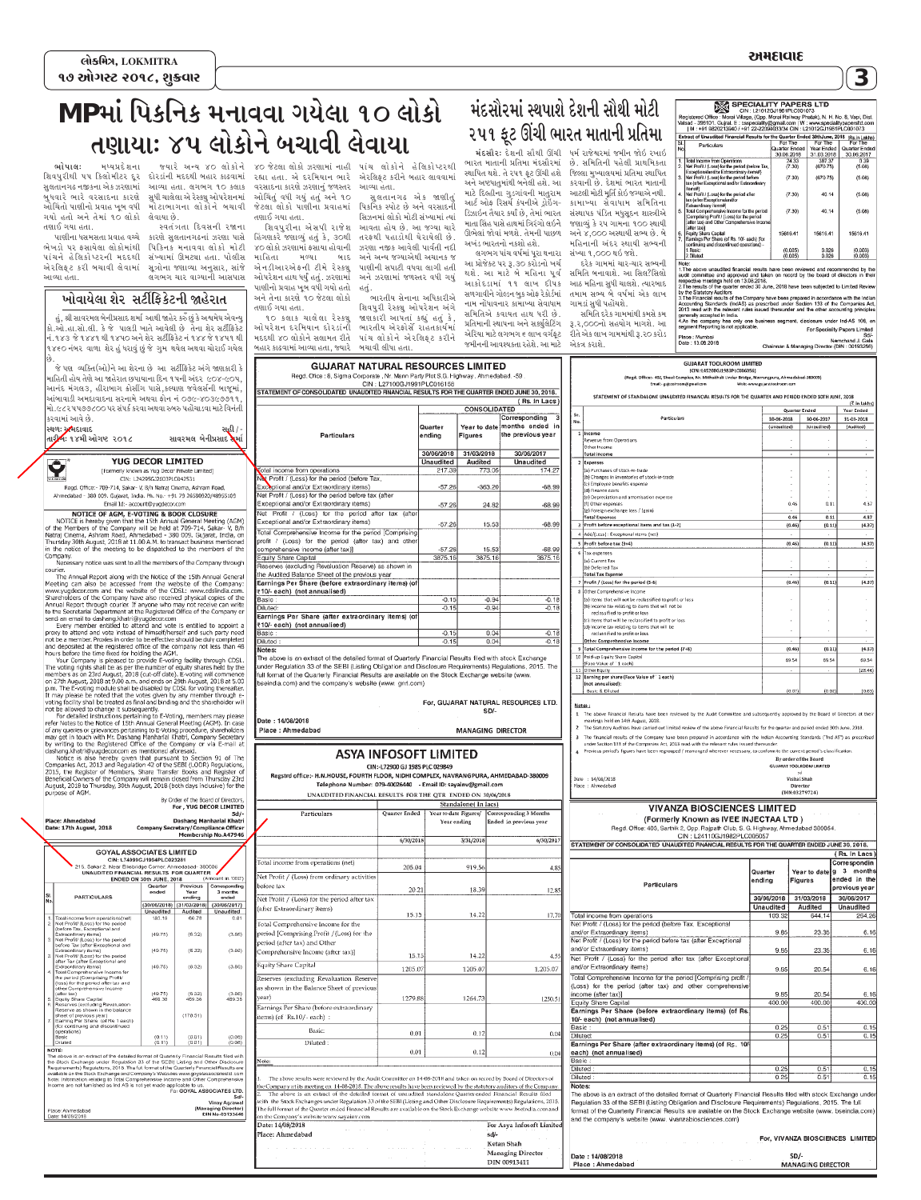# MPમાં પિકનિક મનાવવા ગયેલા ૧૦ લોકો તણાયા: ૪૫ લોકોને બચાવી લેવાયા

ભોપાલ: મધ્યપ્રદેશના શિવપુરીથી ૫૫ કિલોમીટર દૂર સુલતાનગઢ નજીકના એક ઝરણામાં બુધવારે ભારે વરસાદના કારણે ઓચિંતો પાણીનો પ્રવાહ ખૂબ વધી ગયો હતો અને તેમાં ૧૦ લોકો તણાઈ ગયા હતા.

પાણીના પ્રચમસતા પ્રવાહ વચ્ચે ભેખડો પર ફસાયેલા લોકોમાંથી પાંચને હેલિકોપ્ટરની મદદથી એરલિફ્ટ કરી બચાવી લેવાયા હતા. જ્યારે અન્ય ૪૦ લોકોને દોરડાંની મદદથી બહાર કાઢવામાં આવ્યા હતા. લગભગ ૧૦ કલાક સુધી ચાલેલા એ રેસ્ક્યૂ ઓપરેશનમાં મોટાભાગના લોકોને બચાવી લેવાયા છે.

સ્વતંત્તા દિવસની રજાના કારણે સુલતાનગઢનાં ઝરણા પાસે પિકનિક મનાવવા લોકો મોટી સંખ્યામાં ઊમટ્યા હતા. પોલીસ સૂત્રોના જણાવ્યા અનુસાર, સાંજે લગભગ ચાર વાગ્યાની આસપાસ ૪૦ જેટલા લોકો ઝરણામાં નાહી રહ્યા હતા. એ દરમિયાન ભારે વરસાદના કારણે ઝરણાનું જળસ્તર ઓચિંતું વધી ગયું હતું અને ૧૦ જેટલા લોકો પાણીના પ્રવાહમાં તણાઈ ગયા હતા.

શિવપુરીના એસપી રાજેશ હિંગણકરે જણાવ્યું હતું કે, ૩૦થી ૪૦ લોકો ઝરણામાં ફસાયા હોવાની માહિતી મળ્યા બાદ એનડીઆરએફની ટીમે રેસ્ક્યૂ ઓપરેશન હાથ ધર્યું હતું. ઝરણામાં પાણીનો પ્રવાહ ખૂબ વધી ગયો હતો અને તેના કારણે ૧૦ જેટલા લોકો તણાઈ ગયા હતા.

૧૦ કલાક ચાલેલા રેસ્ક્યૂ ઓપરેશન દરમિયાન દોરડાંની મદદથી ૪૦ લોકોને સલામત રીતે બહાર કાઢવામાં આવ્યા હતા, જ્યારે પાંચ લોકોને હેલિકોપ્ટરની મદદથી એરલિફ્ટ કરીને બહાર લાવવામાં આવ્યા હતા.

સુલતાનગઢ એક જાણીતું પિકનિક સ્પોટ છે અને વરસાદની સિઝનમાં લોકો મોટી સંખ્યામાં ત્યાં આવતા હોય છે. આ જગ્યા ચારે તરફથી પહાડોથી ઘેરાયેલી છે. ઝરણા નજીક આવેલી પાર્વતી નદી અને અન્ય જગ્યાએથી અચાનક જ પાણીની સપાટી વધવા લાગી હતી અને ઝરણામાં જળસ્તર વધી ગયું હતું.

ભારતીય સેનાના અધિકારીએ શિવપુરી રેસ્ક્યૂ ઓપરેશન અંગે જાણકારી આપતાં કહ્યું હતું કે, ભારતીય એરફોર્સે રાહતકાર્યમાં પાંચ લોકોને એરલિફ્ટ કરીને બચાવી લીધા હતા.

# મંદસૌરમાં સ્થપાશે દેશની સૌથી મોટી ૨૫૧ ફૂટ ઊંચી ભારત માતાની પ્રતિમા

મંદસૌર: દેશની સૌથી ઊંચી ભારત માતાની પ્રતિમા મંદસૌરમાં સ્થાપિત થશે. તે ૨૫૧ ફૂટ ઊંચી હશે અને અષ્ટધાતુમાંથી બનેલી હશે. આ માટે દિલ્હીના ગુડગાંવની માતુરામ આર્ટ એન્ડ રિસર્ચ કંપનીએ ડ્રોઈંગ-ડિઝાઈન તૈયાર કર્યા છે. તેમાં ભારત માતા સિંહ પાસે હાથમાં તિરંગો લઈને ઊભેલાં જોવાં મળશે. તેમની પાછળ અખંડ ભારતનો નકશો હશે.

લગભગ પાંચ વર્ષમાં પૂરા થનારા આ પ્રોજેક્ટ પર રૂ.૩૦ કરોડનો ખર્ચ થશે. આ માટે બે મહિના પૂર્વ આકોદડામાં ૧૧ લાખ દીપક સળગાવીને ગોલ્ડન બુક ઓફ રેકોર્ડમાં નામ નોંધાવનાર શામગઢ સેવાધામ સમિતિએ કવાયત હાથ ધરી છે. પ્રતિમાની સ્થાપના અને ચક્રવર્તિક એરિયા માટે લગભગ ૧૦ વીઘા જમીનની આવશ્યકતા રહેશે. આ માટે ધર્મ રાજેશ્વરમાં જમીન જોઈ રખાઈ છે. સમિતિની પહેલી પ્રાથમિકતા જિલ્લા મુખ્યાલયમાં પ્રતિમા સ્થાપિત કરવાની છે. દેશમાં ભારત માતાની આટલી મોટી મૂર્તિ કોઈ જગ્યાએ નથી. કામખ્યા સેવાધામ સમિતિના સંસ્થાપક પંડિત મધુસૂદન શાસ્ત્રીએ જણાવ્યું કે ૨૫ ગામના ૧૦૦ સાધ્વી અને ૪,૦૦૦ અસ્થાયી સભ્ય છે. બે મહિનાની અંદર સ્થાયી સભ્યની સંખ્યા ૧,૦૦૦ થઈ જશે.

દરેક ગામમાં ચાર-ચાર સભ્યની સમિતિ બનાવાશે. આ સિલસિલો આઠ મહિના સુધી ચાલશે. ત્યારબાદ તમામ સભ્ય બે વર્ષમાં એક લાખ ગામડાં સુધી પહોંચશે.

સમિતિ દરેક ગામમાંથી ક્રમશ: રૂ.૨,૦૦૦નો સહયોગ માગશે. આ રીતે એક લાખ ગામમાંથી રૂ.૨૦ કરોડ એકત્ર કરાશે.

## SPECIALITY PAPERS LTD

CIN : L21012GJ1981PLC001073

Registered Office : Moral Village, (Opp. Moral Railway Phatak), N. H. No. 8, Vapi, Dist. Valsad - 396191. Gujrat. E : sspeciality@gmail.com | W : www.specialitypapersltd.com | M : +91 9820213940 / +91 22-22084033/34 CIN : L21012GJ1981PLC001073

Extract of Unaudited Financial Results for the Quarter Ended 30th June, 2018 (Rs. in Lakhs)

| Sl. No. | Particulars | For The Quarter Ended 30.06.2018 | For The Year Ended 31.03.2018 | For The Quarter Ended 30.06.2017 |
|---|---|---|---|---|
| 1. | Total Income from Operations | 24.33 | 387.37 | 0.39 |
| 2. | Net Profit / (Loss) for the period (before Tax, Exceptional and/or Extraordinary items#) | (7.30) | (670.75) | (5.06) |
| 3. | Net Profit / (Loss) for the period before tax (after Exceptional and/or Extraordinary items#) | (7.30) | (670.75) | (5.06) |
| 4. | Net Profit / (Loss) for the period after tax (after Exceptional and/or Extraordinary items#) | (7.30) | 40.14 | (5.06) |
| 5. | Total Comprehensive Income for the period [Comprising Profit / (Loss) for the period (after tax) and Other Comprehensive Income (after tax)] | (7.30) | 40.14 | (5.06) |
| 6. | Equity Share Capital | 15616.41 | 15616.41 | 15616.41 |
| 7. | Earnings Per Share (of Rs. 10/- each) (for continuing and discontinued operations) - | | | |
| | 1. Basic: | (0.005) | 0.026 | (0.003) |
| | 2. Diluted: | (0.005) | 0.026 | (0.003) |

Note:
1.The above unaudited financial results have been reviewed and recommended by the audit committee and approved and taken on record by the board of directors in their respective meetings held on 13.08.2018.
2.The results of the quarter ended 30 June, 2018 have been subjected to Limited Review by the Statutory Auditors.
3.The Financial results of the Company have been prepared in accordance with the Indian Accounting Standards (IndAS) as prescribed under Section 133 of the Companies Act, 2013 read with the relevant rules issued thereunder and the other accounting principles generally accepted in India.
4.As the company has only one business segment, disclosure under Ind-AS 108, on segment Reporting is not applicable.

For Speciality Papers Limited
Sd/-
Place : Mumbai
Date : 13.08.2018
Nemchand J. Gala
Chairman & Managing Director (DIN : 00193266)

## ખોવાયેલા શેર સર્ટીફિકેટની જાહેરાત

હું, શ્રી સાવરમલ બેનીપ્રસાદ શર્મા આથી જાહેર કરું છું કે અલ્ફાબેન્ક એન્ડ કો.ઓ.હા.સો.લી. કે જે પાલડી ખાતે આવેલી છે તેના શેર સર્ટીફિકેટ નં.૧૪૩ જે ૧૪૩૪૧ થી ૧૪૫૦ અને શેર સર્ટીફિકેટ નં.૧૪૩ જે ૧૪૫૧ થી ૧૪૬૦ નંબર વાળા શેર હું ધરાવું છું જે ગુમ થયેલ અથવા ચોરાઈ ગયેલ છે.

જે પણ વ્યક્તિ(ઓ)ને આ શેરના છે આ સર્ટીફિકેટ અંગે જાણકારી કે માહિતી હોય તેણે આ જાહેરાત છપાયાના દિન ૧૫ની અંદર ૭૦૪-૭૦૫, આનંદ મંગલ-૩, હીરાભાઈ ટાવર, કોલોની ઝવેરાત, કલ્યાણ જ્વેલર્સની બાજુમાં, આંબાવાડી અમદાવાદના સરનામે અથવા ફોન નં ૦૭૯-૪૦૩૯૦૭૧૧, મો.૯૮૨૫૫૭૩૯૦૦ પર સંપર્ક કરવા અથવા રજીસ્ટર પહોંચાડવા માટે વિનંતી કરવામાં આવે છે.

સ્થળ: અમદાવાદ
તારીખ: ૧૪મી ઓગષ્ટ ૨૦૧૮
સહી/-
સાવરમલ બેનીપ્રસાદ શર્મા

## YUG DECOR LIMITED

[Formerly known as Yug Decor Private Limited]
CIN : L24295GJ2003PLC042531
Regd. Office:- 709-714, Sakar- V, B/h Natraj Cinema, Ashram Road, Ahmedabad - 380 009. Gujarat, India. Ph. No.- +91 79 26580920/48995105
Email Id:- account@yugdecor.com

**NOTICE OF AGM, E-VOTING & BOOK CLOSURE**

NOTICE is hereby given that the 15th Annual General Meeting (AGM) of the Members of the Company will be held at 709-714, Sakar- V, B/h Natraj Cinema, Ashram Road, Ahmedabad - 380 009. Gujarat, India, on Thursday 30th August, 2018 at 11.00 A.M. to transact business mentioned in the notice of the meeting to be dispatched to the members of the Company.

Necessary notice was sent to all the members of the Company through courier.

The Annual Report along with the Notice of the 15th Annual General Meeting can also be accessed from the website of the Company: www.yugdecor.com and the website of the CDSL: www.cdslindia.com. Shareholders of the Company who have also received physical copies of the Annual Report through courier. If anyone who may not receive can write to the Secretarial Department at the Registered Office of the Company or send an email to dashang.khatri@yugdecor.com

Every member entitled to attend and vote is entitled to appoint a proxy to attend and vote instead of himself/herself and such party need not be a member. Proxies in order to be effective should be duly completed and deposited at the registered office of the company not less than 48 hours before the time fixed for holding the AGM.

Your Company is pleased to provide E-voting facility through CDSL. The voting rights shall be as per the number of equity shares held by the members as on 23rd August, 2018 (cut-off date). E-voting will commence on 27th August, 2018 at 9.00 a.m. and ends on 29th August, 2018 at 5.00 p.m. The E-voting module shall be disabled by CDSL for voting thereafter. It may please be noted that the votes given by any member through e-voting facility shall be treated as final and binding and the shareholder will not be allowed to change it subsequently.

For detailed instructions pertaining to E-Voting, members may please refer Notes to the Notice of 15th Annual General Meeting (AGM). In case of any queries or grievances pertaining to E-Voting procedure, shareholders may get in touch with Mr. Dashang Manharlal Khatri, Company Secretary by writing to the Registered Office of the Company or via E-mail at dashang.khatri@yugdecor.com as mentioned aforesaid.

Notice is also hereby given that pursuant to Section 91 of The Companies Act, 2013 and Regulation 42 of the SEBI (LODR) Regulations, 2015, the Register of Members, Share Transfer Books and Register of Beneficial Owners of the Company will remain closed from Thursday 23rd August, 2018 to Thursday, 30th August, 2018 (both days inclusive) for the purpose of AGM.

By Order of the Board of Directors,
For, YUG DECOR LIMITED
Sd/-
Place: Ahmedabad
Date: 17th August, 2018
Dashang Manharlal Khatri
Company Secretary/Compliance Officer
Membership No.A47946

## GOYAL ASSOCIATES LIMITED

CIN: L74999GJ1994PLC023281
215, Sakar 2, Near Ellisbridge Corner, Ahmedabad- 380006

UNAUDITED FINANCIAL RESULTS FOR QUARTER ENDED ON 30th JUNE, 2018 (Amount in '000')

| Sl. No. | PARTICULARS | Quarter ended (30/06/2018) Unaudited | Previous Year ended (31/03/2018) Audited | Corresponding 3 months ended (30/06/2017) Unaudited |
|---|---|---|---|---|
| 1. | Total income from operations(net) | 181.16 | 60.78 | 0.81 |
| 2. | Net Profit / (Loss) for the period (before Tax, Exceptional and Extraordinary items) | (49.75) | (6.32) | (3.86) |
| 3. | Net Profit / (Loss) for the period before Tax (after Exceptional and Extraordinary items) | (49.75) | (6.32) | (3.86) |
| 4. | Net Profit / (Loss) for the period after Tax (after Exceptional and Extraordinary items) | (49.75) | (6.32) | (3.86) |
| 5. | Total Comprehensive Income for the period [Comprising Profit / (loss) for the period after tax and other Comprehensive Income (after tax)] | (49.75) | (6.32) | (3.86) |
| 6. | Equity Share Capital | 469.38 | 469.38 | 469.38 |
| 7. | Reserves (excluding Revaluation Reserve as shown in the balance sheet of previous year) | | (170.31) | |
| 8. | Earning Per Share (of Rs 1 each) (for continuing and discontinued operations) | | | |
| | Basic | (0.11) | (0.01) | (0.08) |
| | Diluted | (0.11) | (0.01) | (0.08) |

NOTE:
The above is an extract of the detailed format of Quarterly Financial Results filed with the Stock Exchange under Regulation 33 of the SEBI (Listing and Other Disclosure Requirements) Regulations, 2015. The full format of the Quarterly Financial Results are available on the Stock Exchange and Company's Websites www.goyalassociatesltd.com. Note: Information relating to Total Comprehensive Income and Other Comprehensive Income are not furnished as Ind AS is not yet made applicable to us.

For GOYAL ASSOCIATES LTD.
Sd/-
Vinay Agrawal
(Managing Director)
DIN No.03133446
Place: Ahmedabad
Date: 14/08/2018

## GUJARAT NATURAL RESOURCES LIMITED

Regd. Office : 8, Sigma Corporate, Nr. Mann Party Plot S.G. Highway, Ahmedabad -59
CIN : L27100GJ1991PLC016158

STATEMENT OF CONSOLIDATED UNAUDITED FINANCIAL RESULTS FOR THE QUARTER ENDED JUNE 30, 2018.

(Rs. in Lacs)

| Particulars | CONSOLIDATED | | |
|---|---|---|---|
| | Quarter ending | Year to date Figures | Corresponding 3 months ended in the previous year |
| | 30/06/2018 Unaudited | 31/03/2018 Audited | 30/06/2017 Unaudited |
| Total income from operations | 217.39 | 773.05 | 174.27 |
| Net Profit / (Loss) for the period (before Tax, Exceptional and/or Extraordinary items) | -57.26 | -363.20 | -68.99 |
| Net Profit / (Loss) for the period before tax (after Exceptional and/or Extraordinary items) | -57.26 | 24.82 | -68.99 |
| Net Profit / (Loss) for the period after tax (after Exceptional and/or Extraordinary items) | -57.26 | 15.53 | -68.99 |
| Total Comprehensive Income for the period [Comprising profit / (Loss) for the period (after tax) and other comprehensive income (after tax)] | -57.26 | 15.53 | -68.99 |
| Equity Share Capital | 3875.16 | 3875.16 | 3875.16 |
| Reserves (excluding Revaluation Reserve) as shown in the Audited Balance Sheet of the previous year | | | |
| Earnings Per Share (before extraordinary items) (of ₹10/- each) (not annualised) | | | |
| Basic : | -0.15 | -0.94 | -0.18 |
| Diluted: | -0.15 | -0.94 | -0.18 |
| Earnings Per Share (after extraordinary items) (of ₹10/- each) (not annualised) | | | |
| Basic : | -0.15 | 0.04 | -0.18 |
| Diluted : | -0.15 | 0.04 | -0.18 |

Notes:
The above is an extract of the detailed format of Quarterly Financial Results filed with Stock Exchange under Regulation 33 of the SEBI (Listing Obligation and Disclosure Requirements) Regulations, 2015. The full format of the Quarterly Financial Results are available on the Stock Exchange website (www.bseindia.com) and the company's website (www.gnrl.com)

For, GUJARAT NATURAL RESOURCES LTD.
SD/-
Date : 14/08/2018
Place : Ahmedabad
MANAGING DIRECTOR

## ASYA INFOSOFT LIMITED

CIN: L72900 GJ 1985 PLC 029849
Regstrd office:- H.N.HOUSE, FOURTH FLOOR, NIDHI COMPLEX, NAVRANGPURA, AHMEDABAD-380009
Telephone Number: 079-40026440 - Email ID: sayainv@gmail.com

UNAUDITED FINANCIAL RESULTS FOR THE QTR ENDED ON 30/06/2018

| Particulars | Standalone( In lacs) | | |
|---|---|---|---|
| | Quarter Ended | Year to date figures/ Year ending | Corresponding 3 Months Ended in previous year |
| | 6/30/2018 | 3/31/2018 | 6/30/2017 |
| Total income from operations (net) | 205.04 | 919.56 | 4.85 |
| Net Profit / (Loss) from ordinary activities before tax | 20.21 | 18.39 | 12.85 |
| Net Profit / (Loss) for the period after tax (after Extraordinary items) | 15.15 | 14.22 | 17.70 |
| Total Comprehensive Income for the period [Comprising Profit / (Loss) for the period (after tax) and Other Comprehensive Income (after tax)] | 15.15 | 14.22 | 4.55 |
| Equity Share Capital | 1205.07 | 1205.07 | 1,205.07 |
| Reserves (excluding Revaluation Reserve as shown in the Balance Sheet of previous year) | 1279.88 | 1264.73 | 1250.51 |
| Earnings Per Share (before extraordinary items) (of Rs.10/- each) : | | | |
| Basic: | 0.01 | 0.12 | 0.04 |
| Diluted : | 0.01 | 0.12 | 0.04 |

Note:
1. The above results were reviewed by the Audit Committee on 14-08-2018 and taken on record by Board of Directors of the Company at its meeting on 14-08-2018. The above results have been reviewed by the statutory auditors of the Company.
2. The above is an extract of the detailed format of unaudited Standalone Quarter ended Financial Results filed with the Stock Exchanges under Regulation 33 of the SEBI (Listing and Other Disclosure Requirements) Regulations, 2015. The full format of the Quarter ended Financial Results are available on the Stock Exchange website www.bseindia.com and on the Company's website www.sayainv.com.

Date: 14/08/2018
Place: Ahmedabad
For Asya Infosoft Limited
sd/-
Ketan Shah
Managing Director
DIN 00913411

## GUJARAT TOOLROOM LIMITED

(CIN: L45208GJ1983PLC006056)
(Regd. Office: 402, Shaail Complex, Nr. Mithakhali Under Bridge, Navrangpura, Ahmedabad-380009)
Email: gujtoolroom@gmail.com Web: www.gujarattoolroom.com

STATEMENT OF STANDALONE UNAUDITED FINANCIAL RESULTS FOR THE QUARTER AND PERIOD ENDED 30TH JUNE, 2018 (₹ in lakhs)

| Sr. No. | Particulars | Quarter Ended 30-06-2018 (Unaudited) | Quarter Ended 30-06-2017 (Unaudited) | Year Ended 31-03-2018 (Audited) |
|---|---|---|---|---|
| 1 | Income | | | |
| | Revenue from Operations | - | - | - |
| | Other Income | - | - | - |
| | Total Income | - | - | - |
| 2 | Expenses | | | |
| | (a) Purchases of stock-in-trade | - | - | - |
| | (b) Changes in inventories of stock-in-trade | - | - | - |
| | (c) Employee benefits expense | - | - | - |
| | (d) Finance costs | - | - | - |
| | (e) Depreciation and amortisation expense | - | - | - |
| | (f) Other expenses | 0.46 | 0.11 | 4.37 |
| | (g) Foreign exchange loss / (gain) | - | - | - |
| | Total Expenses | 0.46 | 0.11 | 4.37 |
| 3 | Profit before exceptional items and tax (1-2) | (0.46) | (0.11) | (4.37) |
| 4 | Add/(Less) : Exceptional items (net) | - | - | - |
| 5 | Profit before tax (3+4) | (0.46) | (0.11) | (4.37) |
| 6 | Tax expenses | | | |
| | (a) Current Tax | - | - | - |
| | (b) Deferred Tax | - | - | - |
| | Total Tax Expense | - | - | - |
| 7 | Profit / (Loss) for the period (5-6) | (0.46) | (0.11) | (4.37) |
| 8 | Other Comprehensive Income | | | |
| | (a) Items that will not be reclassified to profit or loss | - | - | - |
| | (b) Income tax relating to items that will not be reclassified to profit or loss | - | - | - |
| | (c) Items that will be reclassified to profit or loss | - | - | - |
| | (d) Income tax relating to items that will be reclassified to profit or loss | - | - | - |
| | Other Comprehensive Income | - | - | - |
| 9 | Total Comprehensive Income for the period (7+8) | (0.46) | (0.11) | (4.37) |
| 10 | Paid up Equity Share Capital (Face Value of ₹1 each) | 69.54 | 69.54 | 69.54 |
| 11 | Other Equity | - | - | (28.46) |
| 12 | Earning per share (Face Value of ₹1 each) (not annualised): | | | |
| | Basic & Diluted | (0.01) | (0.00) | (0.06) |

Notes :
1. The above Financial Results have been reviewed by the Audit Committee and subsequently approved by the Board of Directors at their meetings held on 14th August, 2018.
2. The Statutory Auditors have carried out limited review of the above Financial Results for the quarter and period ended 30th June, 2018.
3. The financial results of the Company have been prepared in accordance with the Indian Accounting Standards ("Ind AS") as prescribed under Section 133 of the Companies Act, 2013 read with the relevant rules issued thereunder.
4. Previous period's figures have been regrouped / reworked wherever necessary, to conform to the current period's classification.

By order of the Board
GUJARAT TOOLROOM LIMITED
Sd/-
Vishal Shah
Director
(DIN 03279724)
Date : 14/08/2018
Place : Ahmedabad

## VIVANZA BIOSCIENCES LIMITED

(Formerly Known as IVEE INJECTAA LTD )
Regd. Office: 403, Sarthik 2, Opp. Rajpath Club, S. G. Highway, Ahmedabad 380054.
CIN : L24110GJ1982PLC005057

STATEMENT OF CONSOLIDATED UNAUDITED FINANCIAL RESULTS FOR THE QUARTER ENDED JUNE 30, 2018.

(Rs. in Lacs)

| Particulars | Quarter ending | Year to date Figures | Corresponding 3 months ended in the previous year |
|---|---|---|---|
| | 30/06/2018 Unaudited | 31/03/2018 Audited | 30/06/2017 Unaudited |
| Total income from operations | 100.32 | 644.14 | 264.26 |
| Net Profit / (Loss) for the period (before Tax, Exceptional and/or Extraordinary items) | 9.85 | 23.35 | 6.16 |
| Net Profit / (Loss) for the period before tax (after Exceptional and/or Extraordinary items) | 9.85 | 23.35 | 6.16 |
| Net Profit / (Loss) for the period after tax (after Exceptional and/or Extraordinary items) | 9.85 | 20.54 | 6.16 |
| Total Comprehensive Income for the period [Comprising profit / (Loss) for the period (after tax) and other comprehensive income (after tax)] | 9.85 | 20.54 | 6.16 |
| Equity Share Capital | 400.00 | 400.00 | 400.00 |
| Earnings Per Share (before extraordinary items) (of Rs. 10/- each) (not annualised) | | | |
| Basic | 0.25 | 0.51 | 0.15 |
| Diluted | 0.25 | 0.51 | 0.15 |
| Earnings Per Share (after extraordinary items) (of Rs. 10/ each) (not annualised) | | | |
| Basic : | | | |
| Diluted : | 0.25 | 0.51 | 0.15 |
| Diluted : | 0.25 | 0.51 | 0.15 |

Notes:
The above is an extract of the detailed format of Quarterly Financial Results filed with Stock Exchange under Regulation 33 of the SEBI (Listing Obligation and Disclosure Requirements) Regulations, 2015. The full format of the Quarterly Financial Results are available on the Stock Exchange website (www.bseindia.com) and the company's website (www.vivanzabiosciences.com)

For, VIVANZA BIOSCIENCES LIMITED
SD/-
Date : 14/08/2018
Place : Ahmedabad
MANAGING DIRECTOR